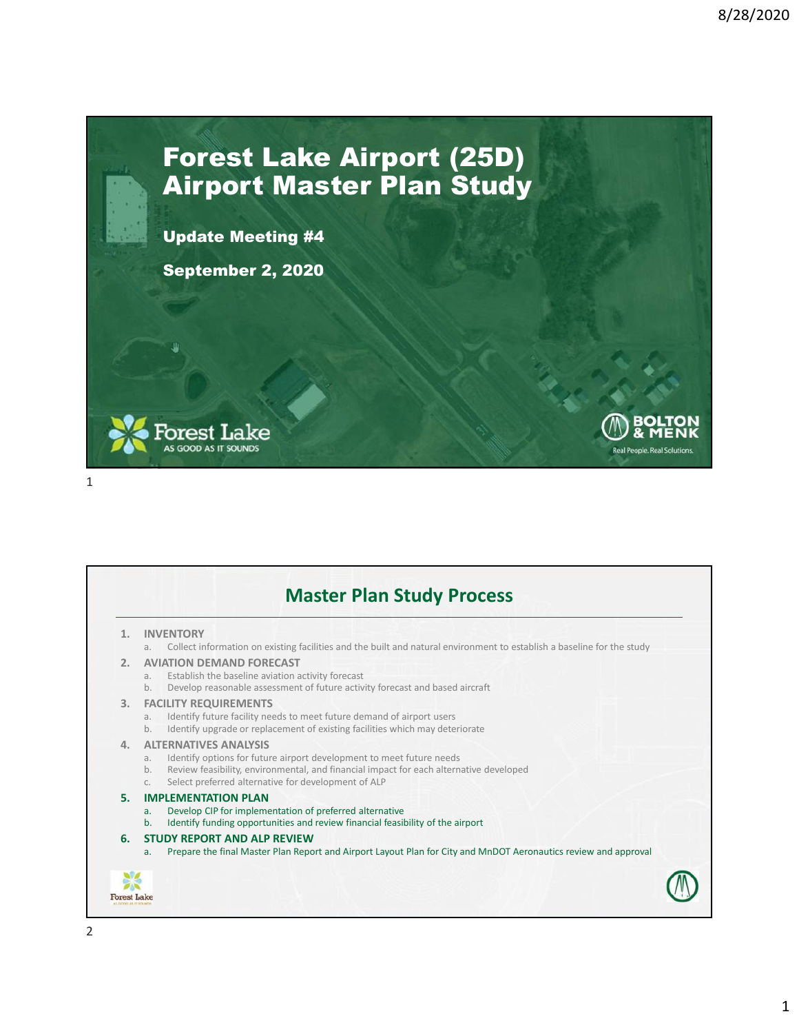# Forest Lake Airport (25D) Airport Master Plan Study

**Update Meeting #4**

**September 2, 2020**

Forest Lake
AS GOOD AS IT SOUNDS

BOLTON & MENK
Real People. Real Solutions.

## Master Plan Study Process

1. **INVENTORY**
   a. Collect information on existing facilities and the built and natural environment to establish a baseline for the study
2. **AVIATION DEMAND FORECAST**
   a. Establish the baseline aviation activity forecast
   b. Develop reasonable assessment of future activity forecast and based aircraft
3. **FACILITY REQUIREMENTS**
   a. Identify future facility needs to meet future demand of airport users
   b. Identify upgrade or replacement of existing facilities which may deteriorate
4. **ALTERNATIVES ANALYSIS**
   a. Identify options for future airport development to meet future needs
   b. Review feasibility, environmental, and financial impact for each alternative developed
   c. Select preferred alternative for development of ALP
5. **IMPLEMENTATION PLAN**
   a. Develop CIP for implementation of preferred alternative
   b. Identify funding opportunities and review financial feasibility of the airport
6. **STUDY REPORT AND ALP REVIEW**
   a. Prepare the final Master Plan Report and Airport Layout Plan for City and MnDOT Aeronautics review and approval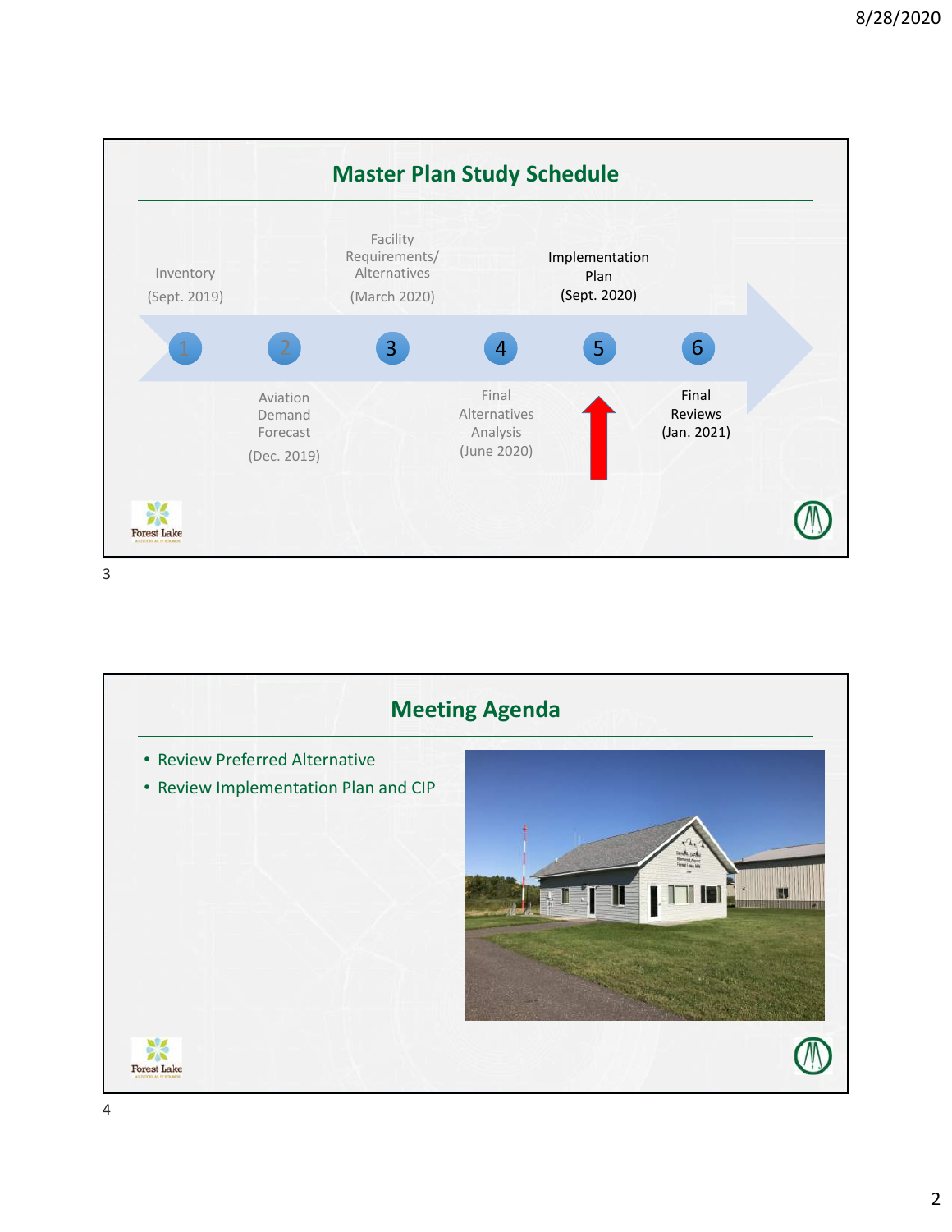## Master Plan Study Schedule

1. Inventory (Sept. 2019)
2. Aviation Demand Forecast (Dec. 2019)
3. Facility Requirements/ Alternatives (March 2020)
4. Final Alternatives Analysis (June 2020)
5. Implementation Plan (Sept. 2020)
6. Final Reviews (Jan. 2021)

## Meeting Agenda

- Review Preferred Alternative
- Review Implementation Plan and CIP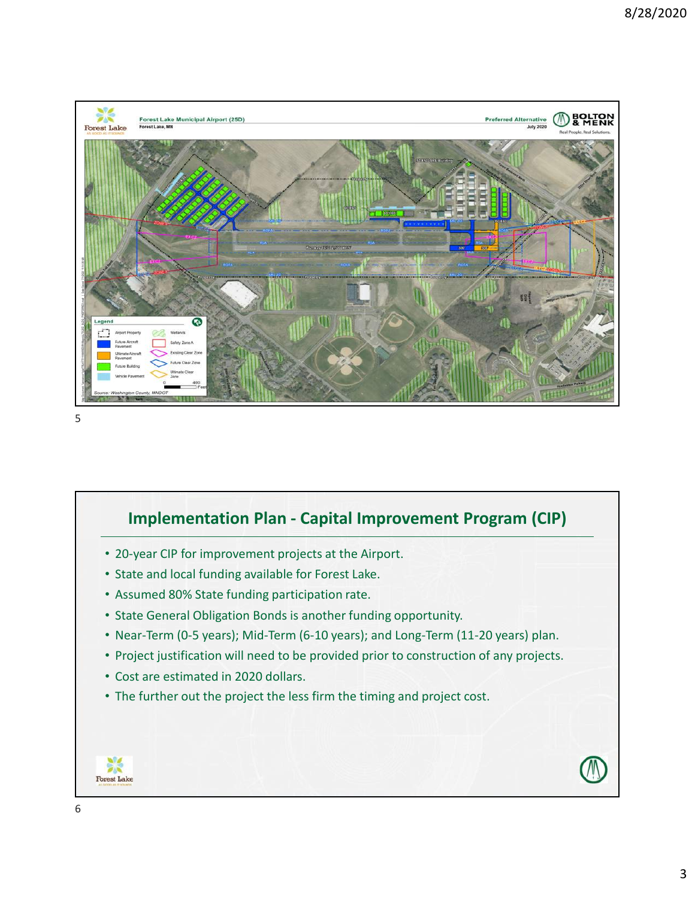Forest Lake Municipal Airport (25D)
Forest Lake, MN

Preferred Alternative
July 2020

BOLTON & MENK
Real People. Real Solutions.

Legend

- Airport Property
- Future Aircraft Pavement
- Ultimate Aircraft Pavement
- Future Building
- Vehicle Pavement
- Wetlands
- Safety Zone A
- Existing Clear Zone
- Future Clear Zone
- Ultimate Clear Zone

Source: Washington County, MNDOT

## Implementation Plan - Capital Improvement Program (CIP)

- 20-year CIP for improvement projects at the Airport.
- State and local funding available for Forest Lake.
- Assumed 80% State funding participation rate.
- State General Obligation Bonds is another funding opportunity.
- Near-Term (0-5 years); Mid-Term (6-10 years); and Long-Term (11-20 years) plan.
- Project justification will need to be provided prior to construction of any projects.
- Cost are estimated in 2020 dollars.
- The further out the project the less firm the timing and project cost.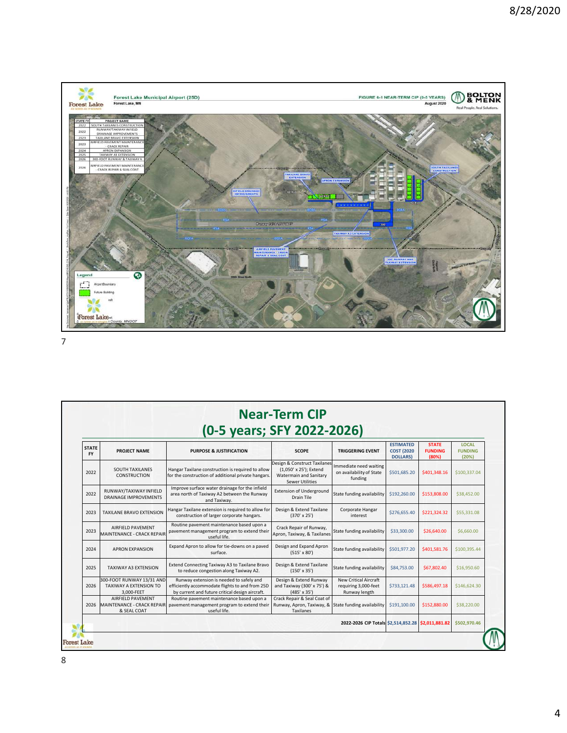**Forest Lake Municipal Airport (25D)**
Forest Lake, MN

**FIGURE 6-1 NEAR-TERM CIP (0-5 YEARS)**
August 2020

| STATE FY | PROJECT NAME |
|---|---|
| 2022 | SOUTH TAXILANES CONSTRUCTION |
| 2022 | RUNWAY/TAXIWAY INFIELD DRAINAGE IMPROVEMENTS |
| 2023 | TAXILANE BRAVO EXTENSION |
| 2023 | AIRFIELD PAVEMENT MAINTENANCE - CRACK REPAIR |
| 2024 | APRON EXPANSION |
| 2025 | TAXIWAY A3 EXTENSION |
| 2026 | 300-FOOT RUNWAY & TAXIWAY A |
| 2026 | AIRFIELD PAVEMENT MAINTENANCE - CRACK REPAIR & SEAL COAT |

## Near-Term CIP (0-5 years; SFY 2022-2026)

| STATE FY | PROJECT NAME | PURPOSE & JUSTIFICATION | SCOPE | TRIGGERING EVENT | ESTIMATED COST (2020 DOLLARS) | STATE FUNDING (80%) | LOCAL FUNDING (20%) |
|---|---|---|---|---|---|---|---|
| 2022 | SOUTH TAXILANES CONSTRUCTION | Hangar Taxilane construction is required to allow for the construction of additional private hangars. | Design & Construct Taxilanes (1,050' x 25'); Extend Watermain and Sanitary Sewer Utilities | Immediate need waiting on availability of State funding | $501,685.20 | $401,348.16 | $100,337.04 |
| 2022 | RUNWAY/TAXIWAY INFIELD DRAINAGE IMPROVEMENTS | Improve surface water drainage for the infield area north of Taxiway A2 between the Runway and Taxiway. | Extension of Underground Drain Tile | State funding availability | $192,260.00 | $153,808.00 | $38,452.00 |
| 2023 | TAXILANE BRAVO EXTENSION | Hangar Taxilane extension is required to allow for construction of larger corporate hangars. | Design & Extend Taxilane (370' x 25') | Corporate Hangar interest | $276,655.40 | $221,324.32 | $55,331.08 |
| 2023 | AIRFIELD PAVEMENT MAINTENANCE - CRACK REPAIR | Routine pavement maintenance based upon a pavement management program to extend their useful life. | Crack Repair of Runway, Apron, Taxiway, & Taxilanes | State funding availability | $33,300.00 | $26,640.00 | $6,660.00 |
| 2024 | APRON EXPANSION | Expand Apron to allow for tie-downs on a paved surface. | Design and Expand Apron (515' x 80') | State funding availability | $501,977.20 | $401,581.76 | $100,395.44 |
| 2025 | TAXIWAY A3 EXTENSION | Extend Connecting Taxiway A3 to Taxilane Bravo to reduce congestion along Taxiway A2. | Design & Extend Taxilane (150' x 35') | State funding availability | $84,753.00 | $67,802.40 | $16,950.60 |
| 2026 | 300-FOOT RUNWAY 13/31 AND TAXIWAY A EXTENSION TO 3,000-FEET | Runway extension is needed to safely and efficiently accommodate flights to and from 25D by current and future critical design aircraft. | Design & Extend Runway and Taxiway (300' x 75') & (485' x 35') | New Critical Aircraft requiring 3,000-feet Runway length | $733,121.48 | $586,497.18 | $146,624.30 |
| 2026 | AIRFIELD PAVEMENT MAINTENANCE - CRACK REPAIR & SEAL COAT | Routine pavement maintenance based upon a pavement management program to extend their useful life. | Crack Repair & Seal Coat of Runway, Apron, Taxiway, & Taxilanes | State funding availability | $191,100.00 | $152,880.00 | $38,220.00 |
| | | | | 2022-2026 CIP Totals | $2,514,852.28 | $2,011,881.82 | $502,970.46 |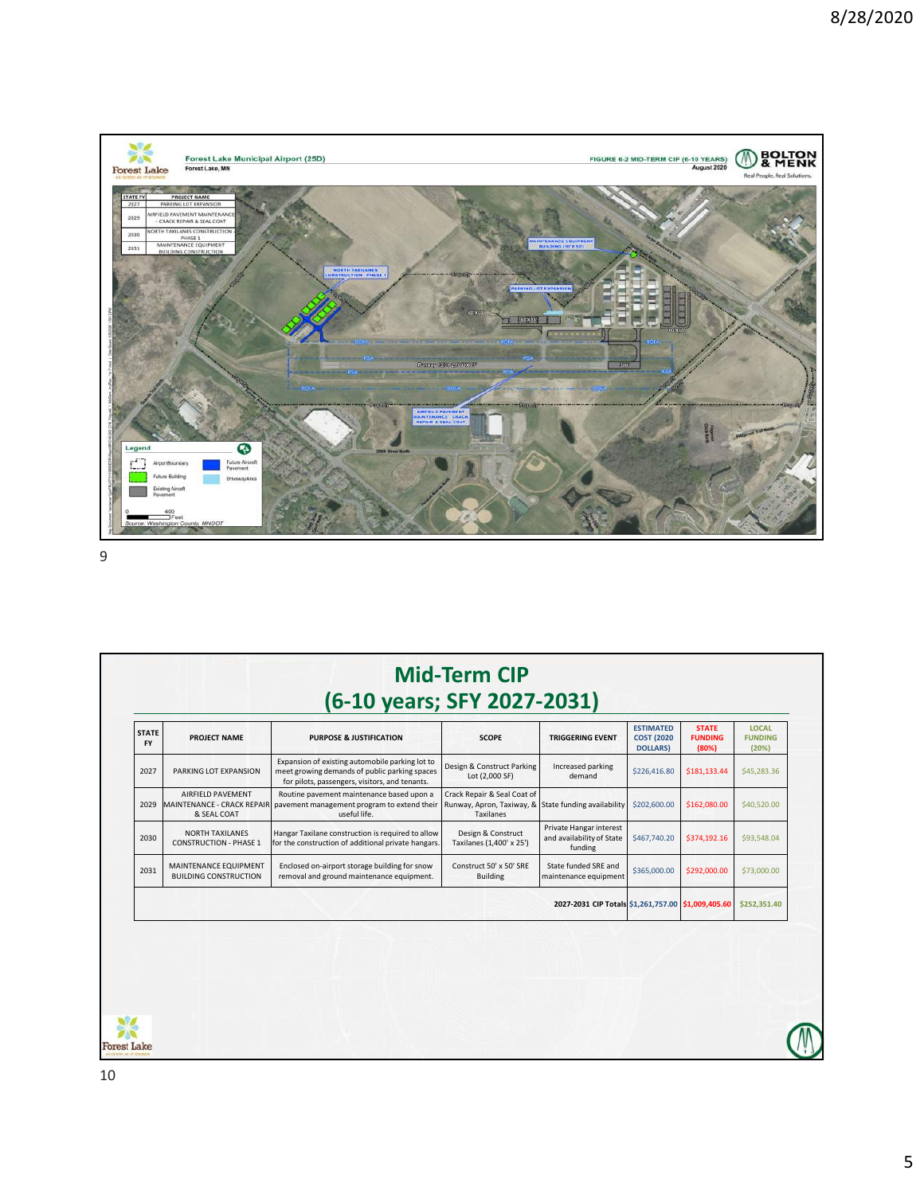## Forest Lake Municipal Airport (25D)

Forest Lake, MN

FIGURE 6-2 MID-TERM CIP (6-10 YEARS)
August 2020

| STATE FY | PROJECT NAME |
|---|---|
| 2027 | PARKING LOT EXPANSION |
| 2029 | AIRFIELD PAVEMENT MAINTENANCE - CRACK REPAIR & SEAL COAT |
| 2030 | NORTH TAXILANES CONSTRUCTION - PHASE 1 |
| 2031 | MAINTENANCE EQUIPMENT BUILDING CONSTRUCTION |

Legend: Airport Boundary; Future Building; Existing Aircraft Pavement; Future Aircraft Pavement; Driveway/Area

Source: Washington County, MNDOT

9

# Mid-Term CIP (6-10 years; SFY 2027-2031)

| STATE FY | PROJECT NAME | PURPOSE & JUSTIFICATION | SCOPE | TRIGGERING EVENT | ESTIMATED COST (2020 DOLLARS) | STATE FUNDING (80%) | LOCAL FUNDING (20%) |
|---|---|---|---|---|---|---|---|
| 2027 | PARKING LOT EXPANSION | Expansion of existing automobile parking lot to meet growing demands of public parking spaces for pilots, passengers, visitors, and tenants. | Design & Construct Parking Lot (2,000 SF) | Increased parking demand | $226,416.80 | $181,133.44 | $45,283.36 |
| 2029 | AIRFIELD PAVEMENT MAINTENANCE - CRACK REPAIR & SEAL COAT | Routine pavement maintenance based upon a pavement management program to extend their useful life. | Crack Repair & Seal Coat of Runway, Apron, Taxiway, & Taxilanes | State funding availability | $202,600.00 | $162,080.00 | $40,520.00 |
| 2030 | NORTH TAXILANES CONSTRUCTION - PHASE 1 | Hangar Taxilane construction is required to allow for the construction of additional private hangars. | Design & Construct Taxilanes (1,400' x 25') | Private Hangar interest and availability of State funding | $467,740.20 | $374,192.16 | $93,548.04 |
| 2031 | MAINTENANCE EQUIPMENT BUILDING CONSTRUCTION | Enclosed on-airport storage building for snow removal and ground maintenance equipment. | Construct 50' x 50' SRE Building | State funded SRE and maintenance equipment | $365,000.00 | $292,000.00 | $73,000.00 |
| | | | | 2027-2031 CIP Totals | $1,261,757.00 | $1,009,405.60 | $252,351.40 |

10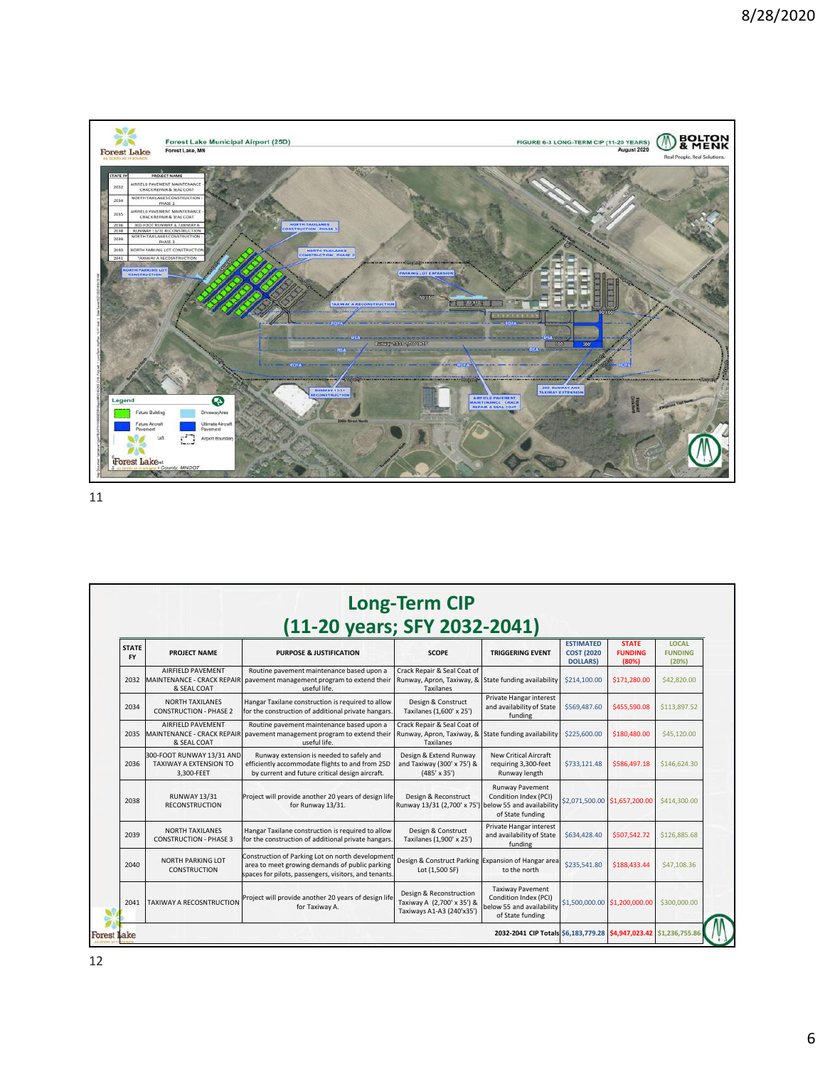Forest Lake Municipal Airport (25D)
Forest Lake, MN

FIGURE 6-3 LONG-TERM CIP (11-20 YEARS)
August 2020

| STATE FY | PROJECT NAME |
|---|---|
| 2032 | AIRFIELD PAVEMENT MAINTENANCE - CRACK REPAIR & SEAL COAT |
| 2034 | NORTH TAXILANES CONSTRUCTION - PHASE 2 |
| 2035 | AIRFIELD PAVEMENT MAINTENANCE - CRACK REPAIR & SEAL COAT |
| 2036 | 300-FOOT RUNWAY & TAXIWAY A |
| 2038 | RUNWAY 13/31 RECONSTRUCTION |
| 2039 | NORTH TAXILANES CONSTRUCTION - PHASE 3 |
| 2040 | NORTH PARKING LOT CONSTRUCTION |
| 2041 | TAXIWAY A RECONSTRUCTION |

# Long-Term CIP (11-20 years; SFY 2032-2041)

| STATE FY | PROJECT NAME | PURPOSE & JUSTIFICATION | SCOPE | TRIGGERING EVENT | ESTIMATED COST (2020 DOLLARS) | STATE FUNDING (80%) | LOCAL FUNDING (20%) |
|---|---|---|---|---|---|---|---|
| 2032 | AIRFIELD PAVEMENT MAINTENANCE - CRACK REPAIR & SEAL COAT | Routine pavement maintenance based upon a pavement management program to extend their useful life. | Crack Repair & Seal Coat of Runway, Apron, Taxiway, & Taxilanes | State funding availability | $214,100.00 | $171,280.00 | $42,820.00 |
| 2034 | NORTH TAXILANES CONSTRUCTION - PHASE 2 | Hangar Taxilane construction is required to allow for the construction of additional private hangars. | Design & Construct Taxilanes (1,600' x 25') | Private Hangar interest and availability of State funding | $569,487.60 | $455,590.08 | $113,897.52 |
| 2035 | AIRFIELD PAVEMENT MAINTENANCE - CRACK REPAIR & SEAL COAT | Routine pavement maintenance based upon a pavement management program to extend their useful life. | Crack Repair & Seal Coat of Runway, Apron, Taxiway, & Taxilanes | State funding availability | $225,600.00 | $180,480.00 | $45,120.00 |
| 2036 | 300-FOOT RUNWAY 13/31 AND TAXIWAY A EXTENSION TO 3,300-FEET | Runway extension is needed to safely and efficiently accommodate flights to and from 25D by current and future critical design aircraft. | Design & Extend Runway and Taxiway (300' x 75') & (485' x 35') | New Critical Aircraft requiring 3,300-feet Runway length | $733,121.48 | $586,497.18 | $146,624.30 |
| 2038 | RUNWAY 13/31 RECONSTRUCTION | Project will provide another 20 years of design life for Runway 13/31. | Design & Reconstruct Runway 13/31 (2,700' x 75') | Runway Pavement Condition Index (PCI) below 55 and availability of State funding | $2,071,500.00 | $1,657,200.00 | $414,300.00 |
| 2039 | NORTH TAXILANES CONSTRUCTION - PHASE 3 | Hangar Taxilane construction is required to allow for the construction of additional private hangars. | Design & Construct Taxilanes (1,900' x 25') | Private Hangar interest and availability of State funding | $634,428.40 | $507,542.72 | $126,885.68 |
| 2040 | NORTH PARKING LOT CONSTRUCTION | Construction of Parking Lot on north development area to meet growing demands of public parking spaces for pilots, passengers, visitors, and tenants. | Design & Construct Parking Lot (1,500 SF) | Expansion of Hangar area to the north | $235,541.80 | $188,433.44 | $47,108.36 |
| 2041 | TAXIWAY A RECONSTRUCTION | Project will provide another 20 years of design life for Taxiway A. | Design & Reconstruction Taxiway A (2,700' x 35') & Taxiways A1-A3 (240'x35') | Taxiway Pavement Condition Index (PCI) below 55 and availability of State funding | $1,500,000.00 | $1,200,000.00 | $300,000.00 |
| | | | | 2032-2041 CIP Totals | $6,183,779.28 | $4,947,023.42 | $1,236,755.86 |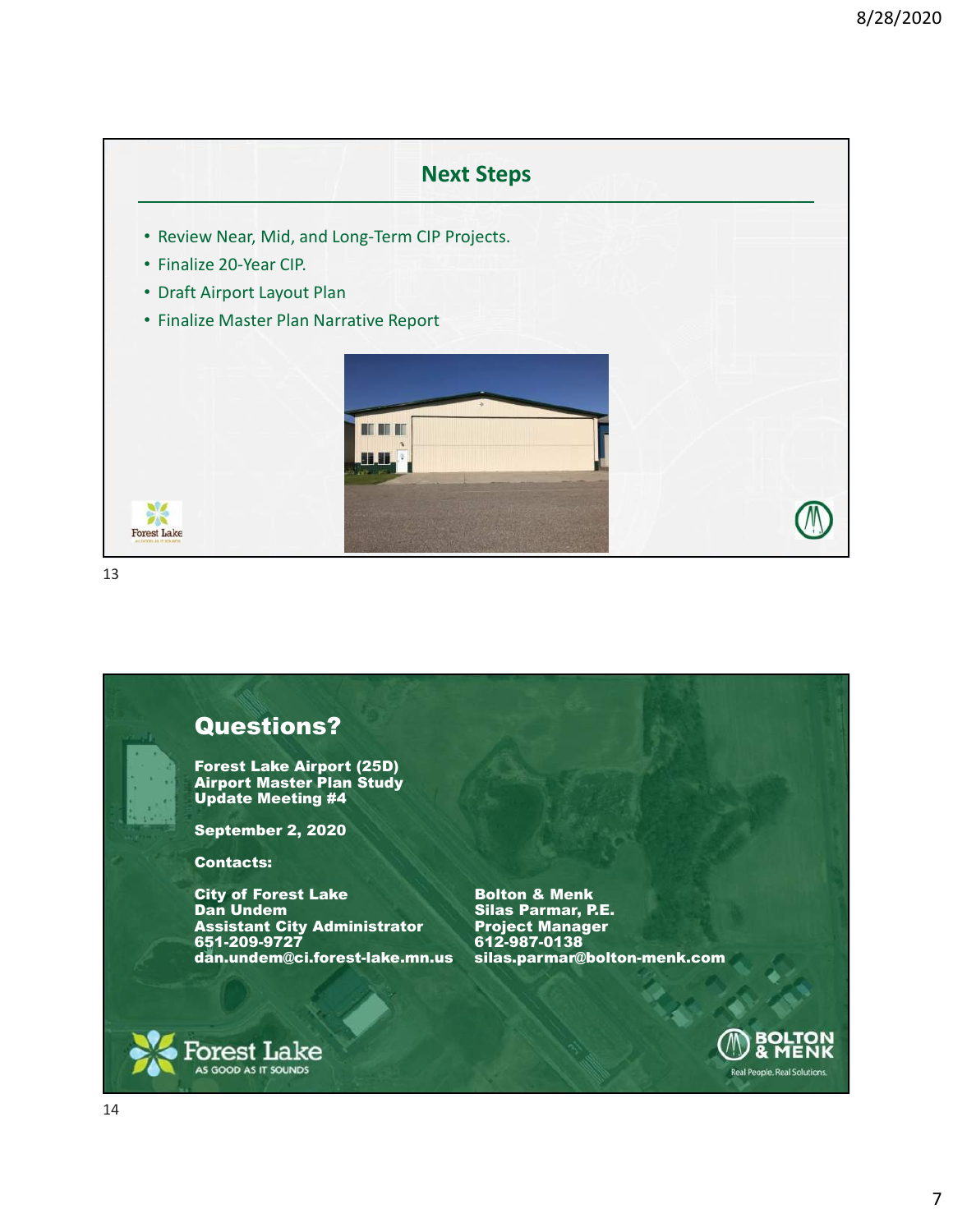## Next Steps

- Review Near, Mid, and Long-Term CIP Projects.
- Finalize 20-Year CIP.
- Draft Airport Layout Plan
- Finalize Master Plan Narrative Report

## Questions?

**Forest Lake Airport (25D)**
**Airport Master Plan Study**
**Update Meeting #4**

**September 2, 2020**

**Contacts:**

**City of Forest Lake**
**Dan Undem**
**Assistant City Administrator**
**651-209-9727**
**dan.undem@ci.forest-lake.mn.us**

**Bolton & Menk**
**Silas Parmar, P.E.**
**Project Manager**
**612-987-0138**
**silas.parmar@bolton-menk.com**

Forest Lake
AS GOOD AS IT SOUNDS

BOLTON & MENK
Real People. Real Solutions.